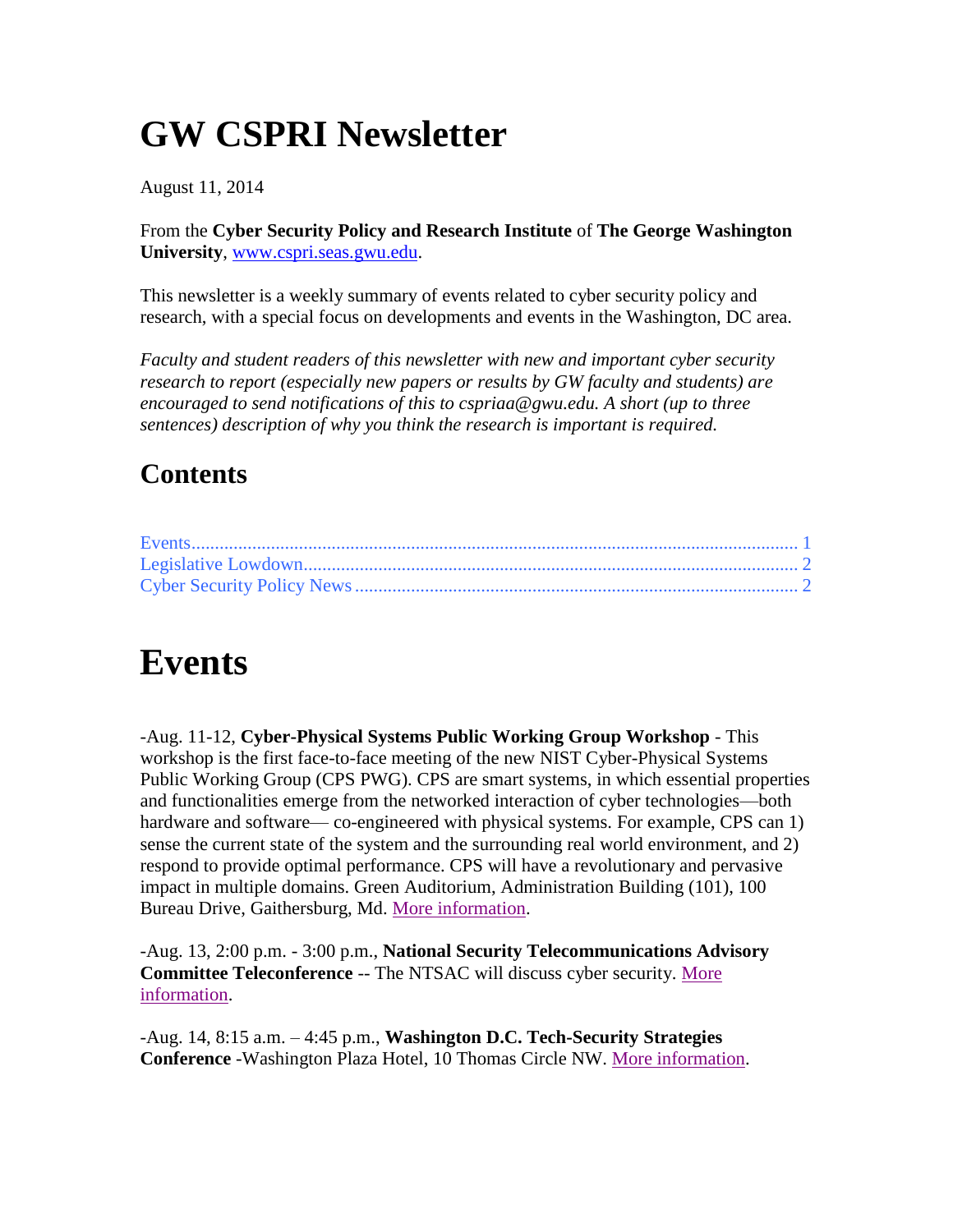# GW CSPRI Newsletter

August 11, 2014

From the **Cyber Security Policy and Research Institute** of **The George Washington University**, [www.cspri.seas.gwu.edu](www.cspri.seas.gwu.edu).

This newsletter is a weekly summary of events related to cyber security policy and research, with a special focus on developments and events in the Washington, DC area.

*Faculty and student readers of this newsletter with new and important cyber security research to report (especially new papers or results by GW faculty and students) are encouraged to send notifications of this to cspriaa@gwu.edu. A short (up to three sentences) description of why you think the research is important is required.*

## Contents

Events........................................................................................................................ 1
Legislative Lowdown.................................................................................................. 2
Cyber Security Policy News ....................................................................................... 2

# Events

-Aug. 11-12, **Cyber-Physical Systems Public Working Group Workshop** - This workshop is the first face-to-face meeting of the new NIST Cyber-Physical Systems Public Working Group (CPS PWG). CPS are smart systems, in which essential properties and functionalities emerge from the networked interaction of cyber technologies—both hardware and software— co-engineered with physical systems. For example, CPS can 1) sense the current state of the system and the surrounding real world environment, and 2) respond to provide optimal performance. CPS will have a revolutionary and pervasive impact in multiple domains. Green Auditorium, Administration Building (101), 100 Bureau Drive, Gaithersburg, Md. More information.

-Aug. 13, 2:00 p.m. - 3:00 p.m., **National Security Telecommunications Advisory Committee Teleconference** -- The NTSAC will discuss cyber security. More information.

-Aug. 14, 8:15 a.m. – 4:45 p.m., **Washington D.C. Tech-Security Strategies Conference** -Washington Plaza Hotel, 10 Thomas Circle NW. More information.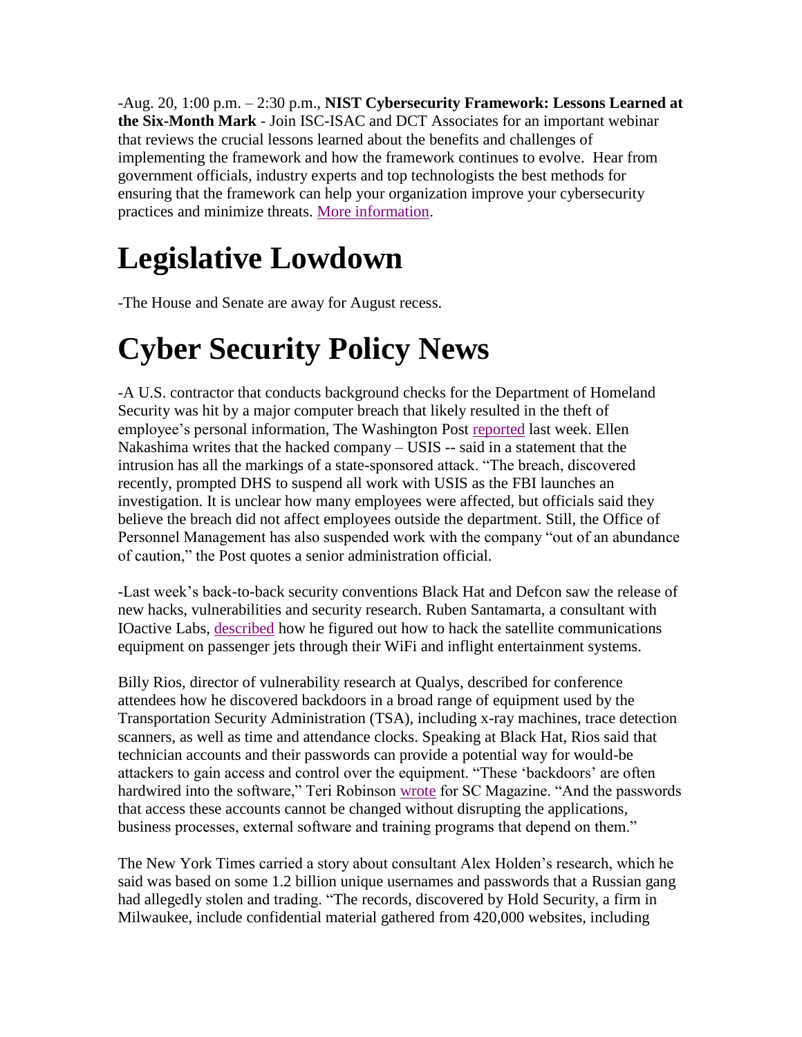-Aug. 20, 1:00 p.m. – 2:30 p.m., **NIST Cybersecurity Framework: Lessons Learned at the Six-Month Mark** - Join ISC-ISAC and DCT Associates for an important webinar that reviews the crucial lessons learned about the benefits and challenges of implementing the framework and how the framework continues to evolve. Hear from government officials, industry experts and top technologists the best methods for ensuring that the framework can help your organization improve your cybersecurity practices and minimize threats. More information.

# Legislative Lowdown

-The House and Senate are away for August recess.

# Cyber Security Policy News

-A U.S. contractor that conducts background checks for the Department of Homeland Security was hit by a major computer breach that likely resulted in the theft of employee's personal information, The Washington Post reported last week. Ellen Nakashima writes that the hacked company – USIS -- said in a statement that the intrusion has all the markings of a state-sponsored attack. "The breach, discovered recently, prompted DHS to suspend all work with USIS as the FBI launches an investigation. It is unclear how many employees were affected, but officials said they believe the breach did not affect employees outside the department. Still, the Office of Personnel Management has also suspended work with the company "out of an abundance of caution," the Post quotes a senior administration official.

-Last week's back-to-back security conventions Black Hat and Defcon saw the release of new hacks, vulnerabilities and security research. Ruben Santamarta, a consultant with IOactive Labs, described how he figured out how to hack the satellite communications equipment on passenger jets through their WiFi and inflight entertainment systems.

Billy Rios, director of vulnerability research at Qualys, described for conference attendees how he discovered backdoors in a broad range of equipment used by the Transportation Security Administration (TSA), including x-ray machines, trace detection scanners, as well as time and attendance clocks. Speaking at Black Hat, Rios said that technician accounts and their passwords can provide a potential way for would-be attackers to gain access and control over the equipment. "These 'backdoors' are often hardwired into the software," Teri Robinson wrote for SC Magazine. "And the passwords that access these accounts cannot be changed without disrupting the applications, business processes, external software and training programs that depend on them."

The New York Times carried a story about consultant Alex Holden's research, which he said was based on some 1.2 billion unique usernames and passwords that a Russian gang had allegedly stolen and trading. "The records, discovered by Hold Security, a firm in Milwaukee, include confidential material gathered from 420,000 websites, including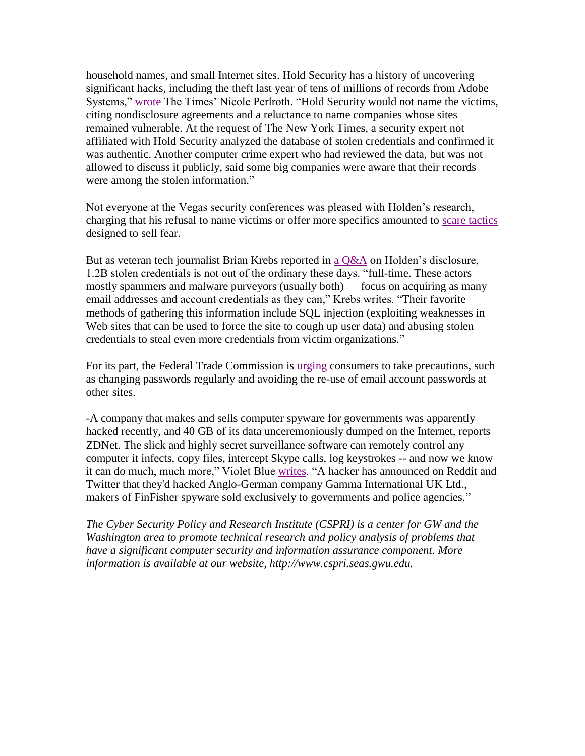household names, and small Internet sites. Hold Security has a history of uncovering significant hacks, including the theft last year of tens of millions of records from Adobe Systems," wrote The Times' Nicole Perlroth. "Hold Security would not name the victims, citing nondisclosure agreements and a reluctance to name companies whose sites remained vulnerable. At the request of The New York Times, a security expert not affiliated with Hold Security analyzed the database of stolen credentials and confirmed it was authentic. Another computer crime expert who had reviewed the data, but was not allowed to discuss it publicly, said some big companies were aware that their records were among the stolen information."

Not everyone at the Vegas security conferences was pleased with Holden's research, charging that his refusal to name victims or offer more specifics amounted to scare tactics designed to sell fear.

But as veteran tech journalist Brian Krebs reported in a Q&A on Holden's disclosure, 1.2B stolen credentials is not out of the ordinary these days. "full-time. These actors — mostly spammers and malware purveyors (usually both) — focus on acquiring as many email addresses and account credentials as they can," Krebs writes. "Their favorite methods of gathering this information include SQL injection (exploiting weaknesses in Web sites that can be used to force the site to cough up user data) and abusing stolen credentials to steal even more credentials from victim organizations."

For its part, the Federal Trade Commission is urging consumers to take precautions, such as changing passwords regularly and avoiding the re-use of email account passwords at other sites.

-A company that makes and sells computer spyware for governments was apparently hacked recently, and 40 GB of its data unceremoniously dumped on the Internet, reports ZDNet. The slick and highly secret surveillance software can remotely control any computer it infects, copy files, intercept Skype calls, log keystrokes -- and now we know it can do much, much more," Violet Blue writes. "A hacker has announced on Reddit and Twitter that they'd hacked Anglo-German company Gamma International UK Ltd., makers of FinFisher spyware sold exclusively to governments and police agencies."

*The Cyber Security Policy and Research Institute (CSPRI) is a center for GW and the Washington area to promote technical research and policy analysis of problems that have a significant computer security and information assurance component. More information is available at our website, http://www.cspri.seas.gwu.edu.*